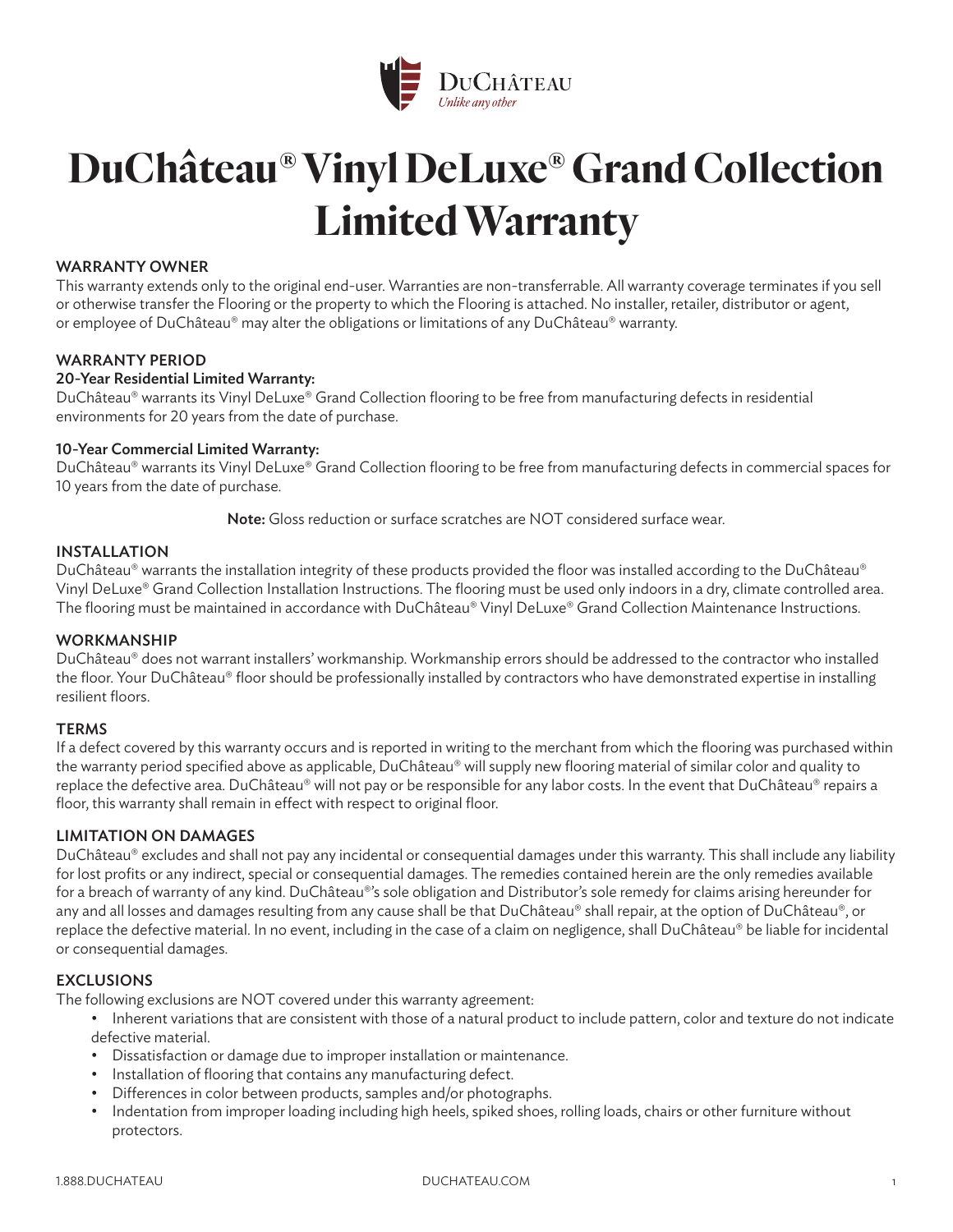DuChâteau®
*Unlike any other*

# DuChâteau® Vinyl DeLuxe® Grand Collection Limited Warranty

## WARRANTY OWNER

This warranty extends only to the original end-user. Warranties are non-transferrable. All warranty coverage terminates if you sell or otherwise transfer the Flooring or the property to which the Flooring is attached. No installer, retailer, distributor or agent, or employee of DuChâteau® may alter the obligations or limitations of any DuChâteau® warranty.

## WARRANTY PERIOD

### 20-Year Residential Limited Warranty:

DuChâteau® warrants its Vinyl DeLuxe® Grand Collection flooring to be free from manufacturing defects in residential environments for 20 years from the date of purchase.

### 10-Year Commercial Limited Warranty:

DuChâteau® warrants its Vinyl DeLuxe® Grand Collection flooring to be free from manufacturing defects in commercial spaces for 10 years from the date of purchase.

**Note:** Gloss reduction or surface scratches are NOT considered surface wear.

## INSTALLATION

DuChâteau® warrants the installation integrity of these products provided the floor was installed according to the DuChâteau® Vinyl DeLuxe® Grand Collection Installation Instructions. The flooring must be used only indoors in a dry, climate controlled area. The flooring must be maintained in accordance with DuChâteau® Vinyl DeLuxe® Grand Collection Maintenance Instructions.

## WORKMANSHIP

DuChâteau® does not warrant installers' workmanship. Workmanship errors should be addressed to the contractor who installed the floor. Your DuChâteau® floor should be professionally installed by contractors who have demonstrated expertise in installing resilient floors.

## TERMS

If a defect covered by this warranty occurs and is reported in writing to the merchant from which the flooring was purchased within the warranty period specified above as applicable, DuChâteau® will supply new flooring material of similar color and quality to replace the defective area. DuChâteau® will not pay or be responsible for any labor costs. In the event that DuChâteau® repairs a floor, this warranty shall remain in effect with respect to original floor.

## LIMITATION ON DAMAGES

DuChâteau® excludes and shall not pay any incidental or consequential damages under this warranty. This shall include any liability for lost profits or any indirect, special or consequential damages. The remedies contained herein are the only remedies available for a breach of warranty of any kind. DuChâteau®'s sole obligation and Distributor's sole remedy for claims arising hereunder for any and all losses and damages resulting from any cause shall be that DuChâteau® shall repair, at the option of DuChâteau®, or replace the defective material. In no event, including in the case of a claim on negligence, shall DuChâteau® be liable for incidental or consequential damages.

## EXCLUSIONS

The following exclusions are NOT covered under this warranty agreement:

- Inherent variations that are consistent with those of a natural product to include pattern, color and texture do not indicate defective material.
- Dissatisfaction or damage due to improper installation or maintenance.
- Installation of flooring that contains any manufacturing defect.
- Differences in color between products, samples and/or photographs.
- Indentation from improper loading including high heels, spiked shoes, rolling loads, chairs or other furniture without protectors.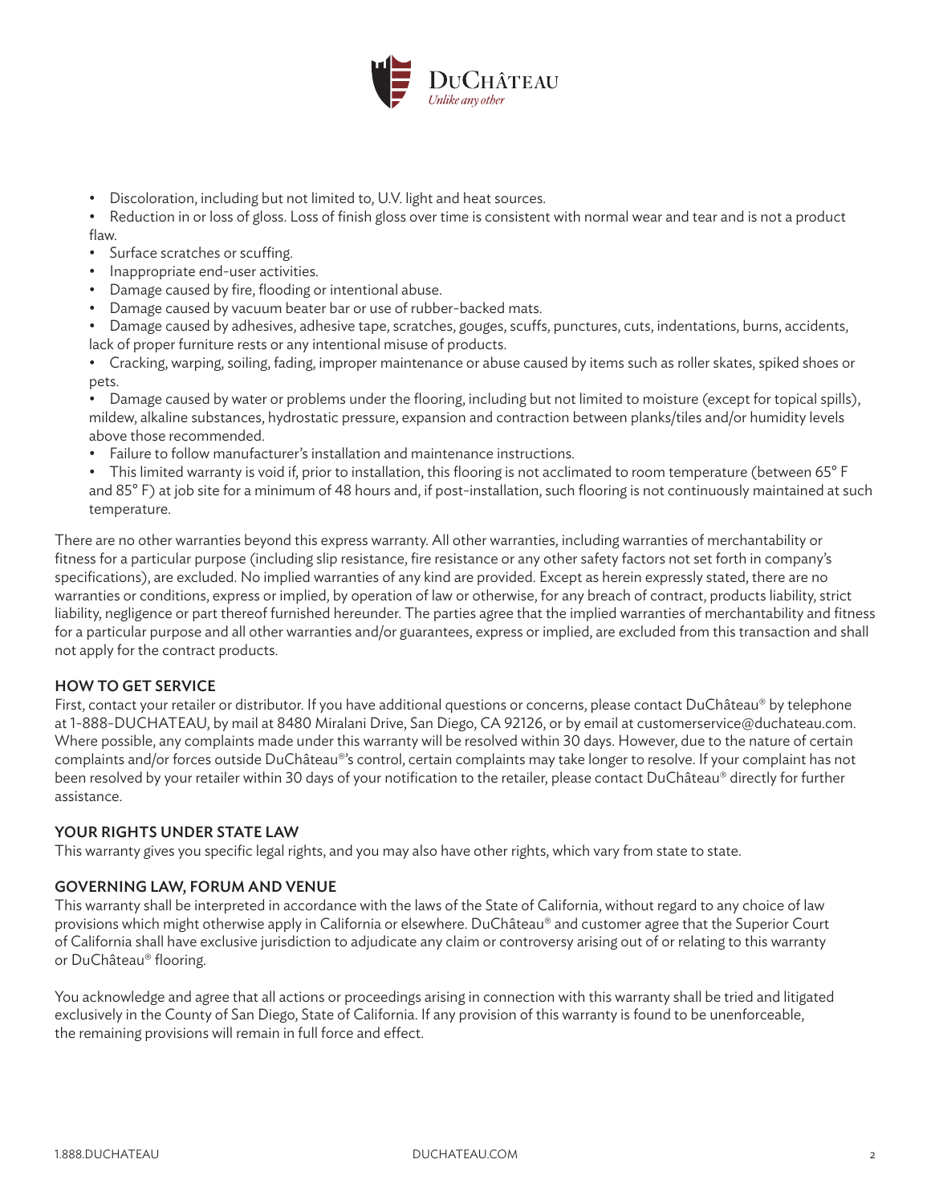- Discoloration, including but not limited to, U.V. light and heat sources.
- Reduction in or loss of gloss. Loss of finish gloss over time is consistent with normal wear and tear and is not a product flaw.
- Surface scratches or scuffing.
- Inappropriate end-user activities.
- Damage caused by fire, flooding or intentional abuse.
- Damage caused by vacuum beater bar or use of rubber-backed mats.
- Damage caused by adhesives, adhesive tape, scratches, gouges, scuffs, punctures, cuts, indentations, burns, accidents, lack of proper furniture rests or any intentional misuse of products.
- Cracking, warping, soiling, fading, improper maintenance or abuse caused by items such as roller skates, spiked shoes or pets.
- Damage caused by water or problems under the flooring, including but not limited to moisture (except for topical spills), mildew, alkaline substances, hydrostatic pressure, expansion and contraction between planks/tiles and/or humidity levels above those recommended.
- Failure to follow manufacturer's installation and maintenance instructions.
- This limited warranty is void if, prior to installation, this flooring is not acclimated to room temperature (between 65° F and 85° F) at job site for a minimum of 48 hours and, if post-installation, such flooring is not continuously maintained at such temperature.

There are no other warranties beyond this express warranty. All other warranties, including warranties of merchantability or fitness for a particular purpose (including slip resistance, fire resistance or any other safety factors not set forth in company's specifications), are excluded. No implied warranties of any kind are provided. Except as herein expressly stated, there are no warranties or conditions, express or implied, by operation of law or otherwise, for any breach of contract, products liability, strict liability, negligence or part thereof furnished hereunder. The parties agree that the implied warranties of merchantability and fitness for a particular purpose and all other warranties and/or guarantees, express or implied, are excluded from this transaction and shall not apply for the contract products.

## HOW TO GET SERVICE

First, contact your retailer or distributor. If you have additional questions or concerns, please contact DuChâteau® by telephone at 1-888-DUCHATEAU, by mail at 8480 Miralani Drive, San Diego, CA 92126, or by email at customerservice@duchateau.com. Where possible, any complaints made under this warranty will be resolved within 30 days. However, due to the nature of certain complaints and/or forces outside DuChâteau®'s control, certain complaints may take longer to resolve. If your complaint has not been resolved by your retailer within 30 days of your notification to the retailer, please contact DuChâteau® directly for further assistance.

## YOUR RIGHTS UNDER STATE LAW

This warranty gives you specific legal rights, and you may also have other rights, which vary from state to state.

## GOVERNING LAW, FORUM AND VENUE

This warranty shall be interpreted in accordance with the laws of the State of California, without regard to any choice of law provisions which might otherwise apply in California or elsewhere. DuChâteau® and customer agree that the Superior Court of California shall have exclusive jurisdiction to adjudicate any claim or controversy arising out of or relating to this warranty or DuChâteau® flooring.

You acknowledge and agree that all actions or proceedings arising in connection with this warranty shall be tried and litigated exclusively in the County of San Diego, State of California. If any provision of this warranty is found to be unenforceable, the remaining provisions will remain in full force and effect.